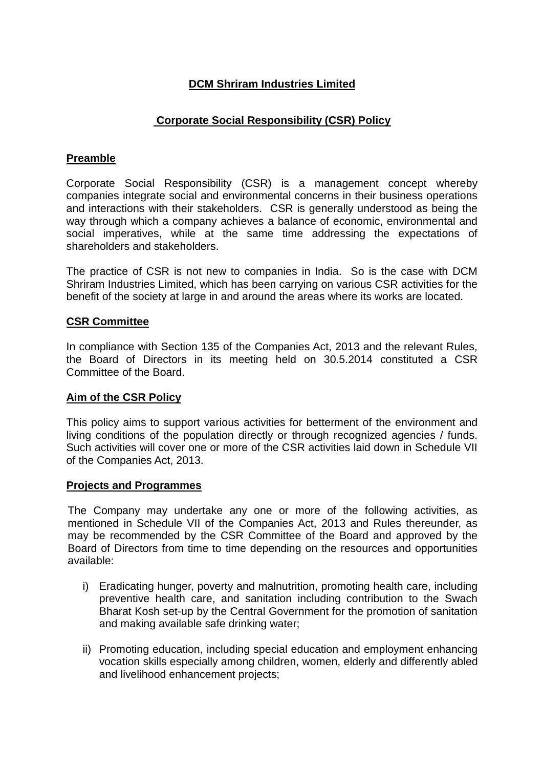# DCM Shriram Industries Limited

## Corporate Social Responsibility (CSR) Policy

### Preamble

Corporate Social Responsibility (CSR) is a management concept whereby companies integrate social and environmental concerns in their business operations and interactions with their stakeholders. CSR is generally understood as being the way through which a company achieves a balance of economic, environmental and social imperatives, while at the same time addressing the expectations of shareholders and stakeholders.

The practice of CSR is not new to companies in India. So is the case with DCM Shriram Industries Limited, which has been carrying on various CSR activities for the benefit of the society at large in and around the areas where its works are located.

### CSR Committee

In compliance with Section 135 of the Companies Act, 2013 and the relevant Rules, the Board of Directors in its meeting held on 30.5.2014 constituted a CSR Committee of the Board.

### Aim of the CSR Policy

This policy aims to support various activities for betterment of the environment and living conditions of the population directly or through recognized agencies / funds. Such activities will cover one or more of the CSR activities laid down in Schedule VII of the Companies Act, 2013.

### Projects and Programmes

The Company may undertake any one or more of the following activities, as mentioned in Schedule VII of the Companies Act, 2013 and Rules thereunder, as may be recommended by the CSR Committee of the Board and approved by the Board of Directors from time to time depending on the resources and opportunities available:

i) Eradicating hunger, poverty and malnutrition, promoting health care, including preventive health care, and sanitation including contribution to the Swach Bharat Kosh set-up by the Central Government for the promotion of sanitation and making available safe drinking water;

ii) Promoting education, including special education and employment enhancing vocation skills especially among children, women, elderly and differently abled and livelihood enhancement projects;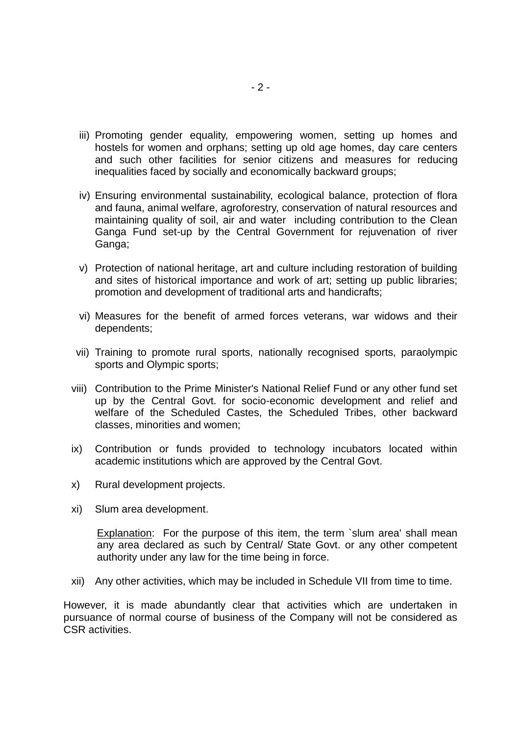iii) Promoting gender equality, empowering women, setting up homes and hostels for women and orphans; setting up old age homes, day care centers and such other facilities for senior citizens and measures for reducing inequalities faced by socially and economically backward groups;

iv) Ensuring environmental sustainability, ecological balance, protection of flora and fauna, animal welfare, agroforestry, conservation of natural resources and maintaining quality of soil, air and water including contribution to the Clean Ganga Fund set-up by the Central Government for rejuvenation of river Ganga;

v) Protection of national heritage, art and culture including restoration of building and sites of historical importance and work of art; setting up public libraries; promotion and development of traditional arts and handicrafts;

vi) Measures for the benefit of armed forces veterans, war widows and their dependents;

vii) Training to promote rural sports, nationally recognised sports, paraolympic sports and Olympic sports;

viii) Contribution to the Prime Minister's National Relief Fund or any other fund set up by the Central Govt. for socio-economic development and relief and welfare of the Scheduled Castes, the Scheduled Tribes, other backward classes, minorities and women;

ix) Contribution or funds provided to technology incubators located within academic institutions which are approved by the Central Govt.

x) Rural development projects.

xi) Slum area development.

<u>Explanation</u>: For the purpose of this item, the term `slum area' shall mean any area declared as such by Central/ State Govt. or any other competent authority under any law for the time being in force.

xii) Any other activities, which may be included in Schedule VII from time to time.

However, it is made abundantly clear that activities which are undertaken in pursuance of normal course of business of the Company will not be considered as CSR activities.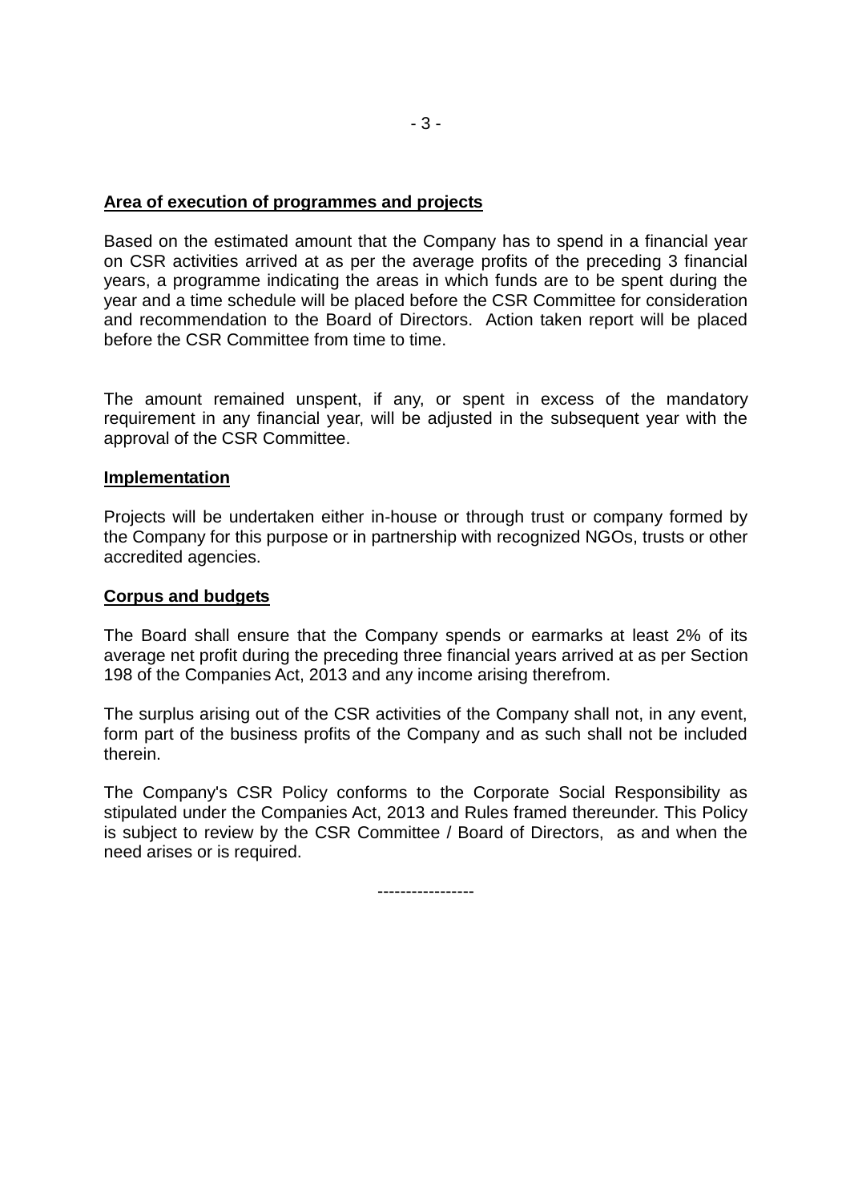**Area of execution of programmes and projects**

Based on the estimated amount that the Company has to spend in a financial year on CSR activities arrived at as per the average profits of the preceding 3 financial years, a programme indicating the areas in which funds are to be spent during the year and a time schedule will be placed before the CSR Committee for consideration and recommendation to the Board of Directors. Action taken report will be placed before the CSR Committee from time to time.

The amount remained unspent, if any, or spent in excess of the mandatory requirement in any financial year, will be adjusted in the subsequent year with the approval of the CSR Committee.

**Implementation**

Projects will be undertaken either in-house or through trust or company formed by the Company for this purpose or in partnership with recognized NGOs, trusts or other accredited agencies.

**Corpus and budgets**

The Board shall ensure that the Company spends or earmarks at least 2% of its average net profit during the preceding three financial years arrived at as per Section 198 of the Companies Act, 2013 and any income arising therefrom.

The surplus arising out of the CSR activities of the Company shall not, in any event, form part of the business profits of the Company and as such shall not be included therein.

The Company's CSR Policy conforms to the Corporate Social Responsibility as stipulated under the Companies Act, 2013 and Rules framed thereunder. This Policy is subject to review by the CSR Committee / Board of Directors, as and when the need arises or is required.

-----------------